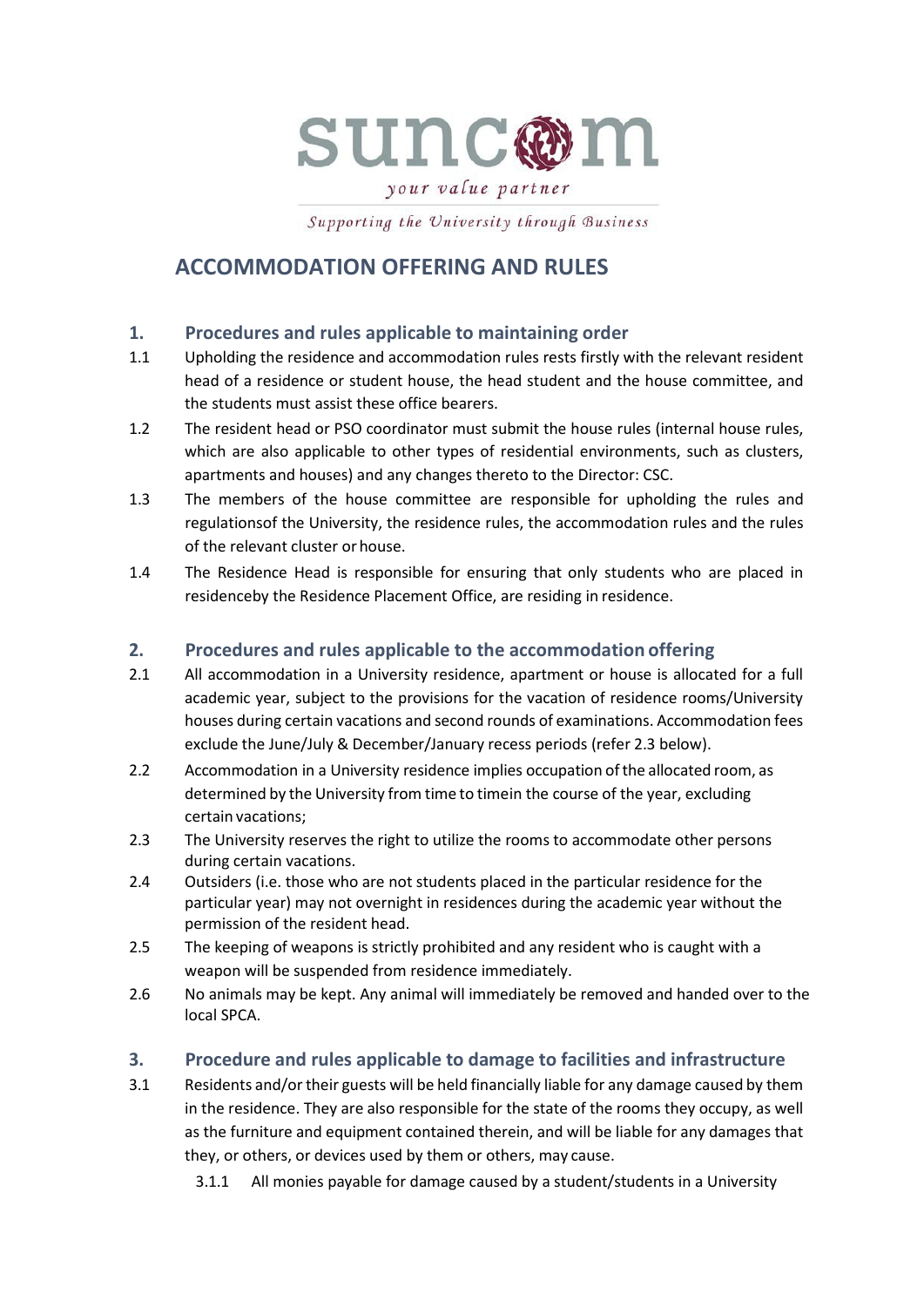suncom

*your value partner*

*Supporting the University through Business*

# ACCOMMODATION OFFERING AND RULES

## 1. Procedures and rules applicable to maintaining order

1.1 Upholding the residence and accommodation rules rests firstly with the relevant resident head of a residence or student house, the head student and the house committee, and the students must assist these office bearers.

1.2 The resident head or PSO coordinator must submit the house rules (internal house rules, which are also applicable to other types of residential environments, such as clusters, apartments and houses) and any changes thereto to the Director: CSC.

1.3 The members of the house committee are responsible for upholding the rules and regulationsof the University, the residence rules, the accommodation rules and the rules of the relevant cluster or house.

1.4 The Residence Head is responsible for ensuring that only students who are placed in residenceby the Residence Placement Office, are residing in residence.

## 2. Procedures and rules applicable to the accommodation offering

2.1 All accommodation in a University residence, apartment or house is allocated for a full academic year, subject to the provisions for the vacation of residence rooms/University houses during certain vacations and second rounds of examinations. Accommodation fees exclude the June/July & December/January recess periods (refer 2.3 below).

2.2 Accommodation in a University residence implies occupation of the allocated room, as determined by the University from time to timein the course of the year, excluding certain vacations;

2.3 The University reserves the right to utilize the rooms to accommodate other persons during certain vacations.

2.4 Outsiders (i.e. those who are not students placed in the particular residence for the particular year) may not overnight in residences during the academic year without the permission of the resident head.

2.5 The keeping of weapons is strictly prohibited and any resident who is caught with a weapon will be suspended from residence immediately.

2.6 No animals may be kept. Any animal will immediately be removed and handed over to the local SPCA.

## 3. Procedure and rules applicable to damage to facilities and infrastructure

3.1 Residents and/or their guests will be held financially liable for any damage caused by them in the residence. They are also responsible for the state of the rooms they occupy, as well as the furniture and equipment contained therein, and will be liable for any damages that they, or others, or devices used by them or others, may cause.

3.1.1 All monies payable for damage caused by a student/students in a University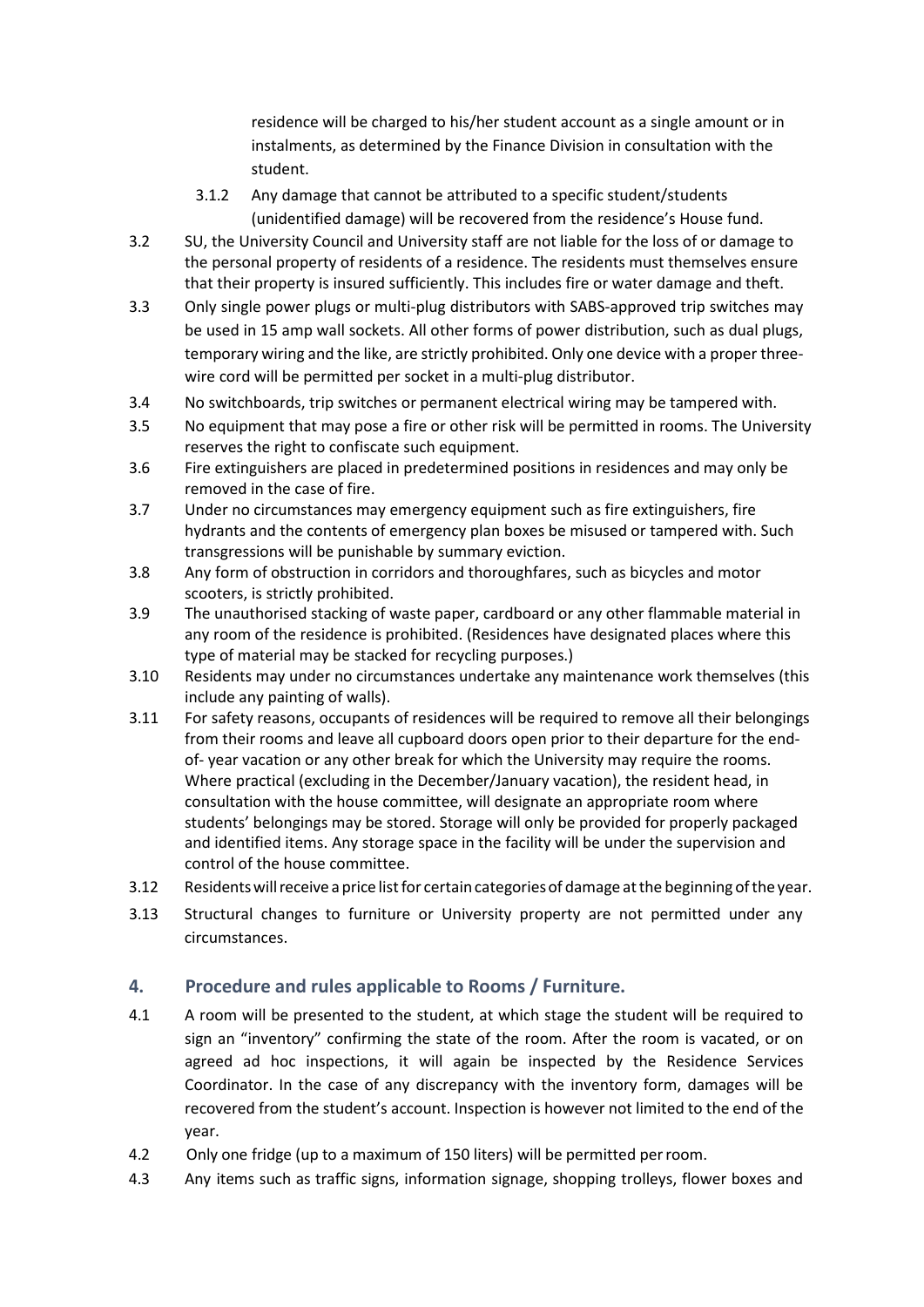residence will be charged to his/her student account as a single amount or in instalments, as determined by the Finance Division in consultation with the student.

3.1.2 Any damage that cannot be attributed to a specific student/students (unidentified damage) will be recovered from the residence's House fund.

3.2 SU, the University Council and University staff are not liable for the loss of or damage to the personal property of residents of a residence. The residents must themselves ensure that their property is insured sufficiently. This includes fire or water damage and theft.

3.3 Only single power plugs or multi-plug distributors with SABS-approved trip switches may be used in 15 amp wall sockets. All other forms of power distribution, such as dual plugs, temporary wiring and the like, are strictly prohibited. Only one device with a proper three-wire cord will be permitted per socket in a multi-plug distributor.

3.4 No switchboards, trip switches or permanent electrical wiring may be tampered with.

3.5 No equipment that may pose a fire or other risk will be permitted in rooms. The University reserves the right to confiscate such equipment.

3.6 Fire extinguishers are placed in predetermined positions in residences and may only be removed in the case of fire.

3.7 Under no circumstances may emergency equipment such as fire extinguishers, fire hydrants and the contents of emergency plan boxes be misused or tampered with. Such transgressions will be punishable by summary eviction.

3.8 Any form of obstruction in corridors and thoroughfares, such as bicycles and motor scooters, is strictly prohibited.

3.9 The unauthorised stacking of waste paper, cardboard or any other flammable material in any room of the residence is prohibited. (Residences have designated places where this type of material may be stacked for recycling purposes.)

3.10 Residents may under no circumstances undertake any maintenance work themselves (this include any painting of walls).

3.11 For safety reasons, occupants of residences will be required to remove all their belongings from their rooms and leave all cupboard doors open prior to their departure for the end-of- year vacation or any other break for which the University may require the rooms. Where practical (excluding in the December/January vacation), the resident head, in consultation with the house committee, will designate an appropriate room where students' belongings may be stored. Storage will only be provided for properly packaged and identified items. Any storage space in the facility will be under the supervision and control of the house committee.

3.12 Residents will receive a price list for certain categories of damage at the beginning of the year.

3.13 Structural changes to furniture or University property are not permitted under any circumstances.

## 4. Procedure and rules applicable to Rooms / Furniture.

4.1 A room will be presented to the student, at which stage the student will be required to sign an "inventory" confirming the state of the room. After the room is vacated, or on agreed ad hoc inspections, it will again be inspected by the Residence Services Coordinator. In the case of any discrepancy with the inventory form, damages will be recovered from the student's account. Inspection is however not limited to the end of the year.

4.2 Only one fridge (up to a maximum of 150 liters) will be permitted per room.

4.3 Any items such as traffic signs, information signage, shopping trolleys, flower boxes and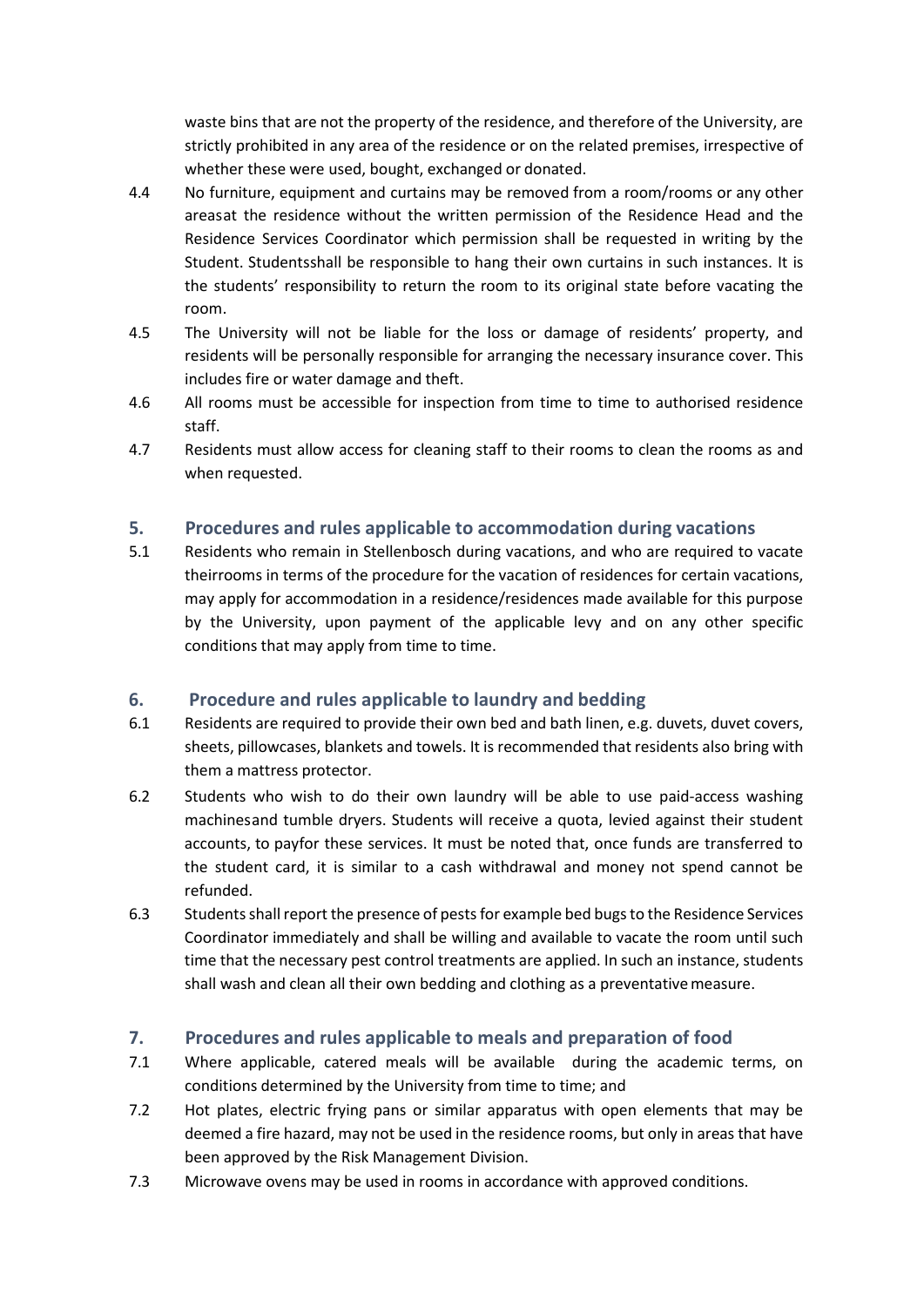waste bins that are not the property of the residence, and therefore of the University, are strictly prohibited in any area of the residence or on the related premises, irrespective of whether these were used, bought, exchanged or donated.

4.4 No furniture, equipment and curtains may be removed from a room/rooms or any other areasat the residence without the written permission of the Residence Head and the Residence Services Coordinator which permission shall be requested in writing by the Student. Studentsshall be responsible to hang their own curtains in such instances. It is the students' responsibility to return the room to its original state before vacating the room.

4.5 The University will not be liable for the loss or damage of residents' property, and residents will be personally responsible for arranging the necessary insurance cover. This includes fire or water damage and theft.

4.6 All rooms must be accessible for inspection from time to time to authorised residence staff.

4.7 Residents must allow access for cleaning staff to their rooms to clean the rooms as and when requested.

## 5. Procedures and rules applicable to accommodation during vacations

5.1 Residents who remain in Stellenbosch during vacations, and who are required to vacate theirrooms in terms of the procedure for the vacation of residences for certain vacations, may apply for accommodation in a residence/residences made available for this purpose by the University, upon payment of the applicable levy and on any other specific conditions that may apply from time to time.

## 6. Procedure and rules applicable to laundry and bedding

6.1 Residents are required to provide their own bed and bath linen, e.g. duvets, duvet covers, sheets, pillowcases, blankets and towels. It is recommended that residents also bring with them a mattress protector.

6.2 Students who wish to do their own laundry will be able to use paid-access washing machinesand tumble dryers. Students will receive a quota, levied against their student accounts, to payfor these services. It must be noted that, once funds are transferred to the student card, it is similar to a cash withdrawal and money not spend cannot be refunded.

6.3 Students shall report the presence of pests for example bed bugs to the Residence Services Coordinator immediately and shall be willing and available to vacate the room until such time that the necessary pest control treatments are applied. In such an instance, students shall wash and clean all their own bedding and clothing as a preventative measure.

## 7. Procedures and rules applicable to meals and preparation of food

7.1 Where applicable, catered meals will be available during the academic terms, on conditions determined by the University from time to time; and

7.2 Hot plates, electric frying pans or similar apparatus with open elements that may be deemed a fire hazard, may not be used in the residence rooms, but only in areas that have been approved by the Risk Management Division.

7.3 Microwave ovens may be used in rooms in accordance with approved conditions.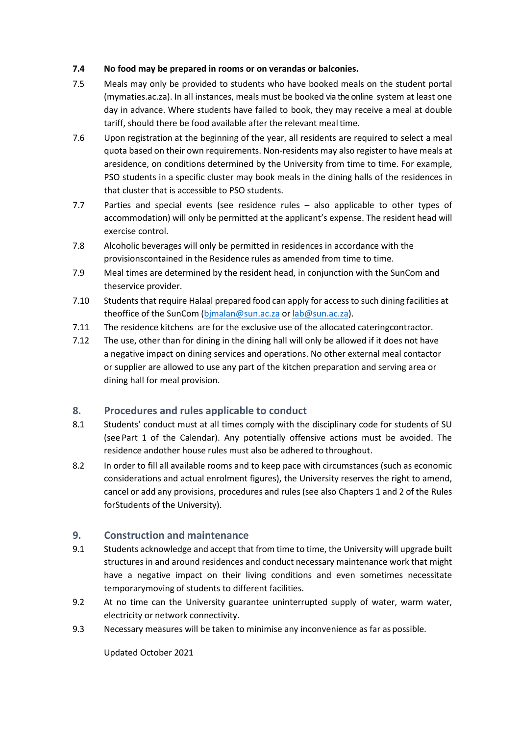**7.4 No food may be prepared in rooms or on verandas or balconies.**

7.5 Meals may only be provided to students who have booked meals on the student portal (mymaties.ac.za). In all instances, meals must be booked via the online system at least one day in advance. Where students have failed to book, they may receive a meal at double tariff, should there be food available after the relevant meal time.

7.6 Upon registration at the beginning of the year, all residents are required to select a meal quota based on their own requirements. Non-residents may also register to have meals at aresidence, on conditions determined by the University from time to time. For example, PSO students in a specific cluster may book meals in the dining halls of the residences in that cluster that is accessible to PSO students.

7.7 Parties and special events (see residence rules – also applicable to other types of accommodation) will only be permitted at the applicant's expense. The resident head will exercise control.

7.8 Alcoholic beverages will only be permitted in residences in accordance with the provisionscontained in the Residence rules as amended from time to time.

7.9 Meal times are determined by the resident head, in conjunction with the SunCom and theservice provider.

7.10 Students that require Halaal prepared food can apply for access to such dining facilities at theoffice of the SunCom (bjmalan@sun.ac.za or lab@sun.ac.za).

7.11 The residence kitchens are for the exclusive use of the allocated cateringcontractor.

7.12 The use, other than for dining in the dining hall will only be allowed if it does not have a negative impact on dining services and operations. No other external meal contactor or supplier are allowed to use any part of the kitchen preparation and serving area or dining hall for meal provision.

## 8. Procedures and rules applicable to conduct

8.1 Students' conduct must at all times comply with the disciplinary code for students of SU (see Part 1 of the Calendar). Any potentially offensive actions must be avoided. The residence andother house rules must also be adhered to throughout.

8.2 In order to fill all available rooms and to keep pace with circumstances (such as economic considerations and actual enrolment figures), the University reserves the right to amend, cancel or add any provisions, procedures and rules (see also Chapters 1 and 2 of the Rules forStudents of the University).

## 9. Construction and maintenance

9.1 Students acknowledge and accept that from time to time, the University will upgrade built structures in and around residences and conduct necessary maintenance work that might have a negative impact on their living conditions and even sometimes necessitate temporarymoving of students to different facilities.

9.2 At no time can the University guarantee uninterrupted supply of water, warm water, electricity or network connectivity.

9.3 Necessary measures will be taken to minimise any inconvenience as far as possible.

Updated October 2021